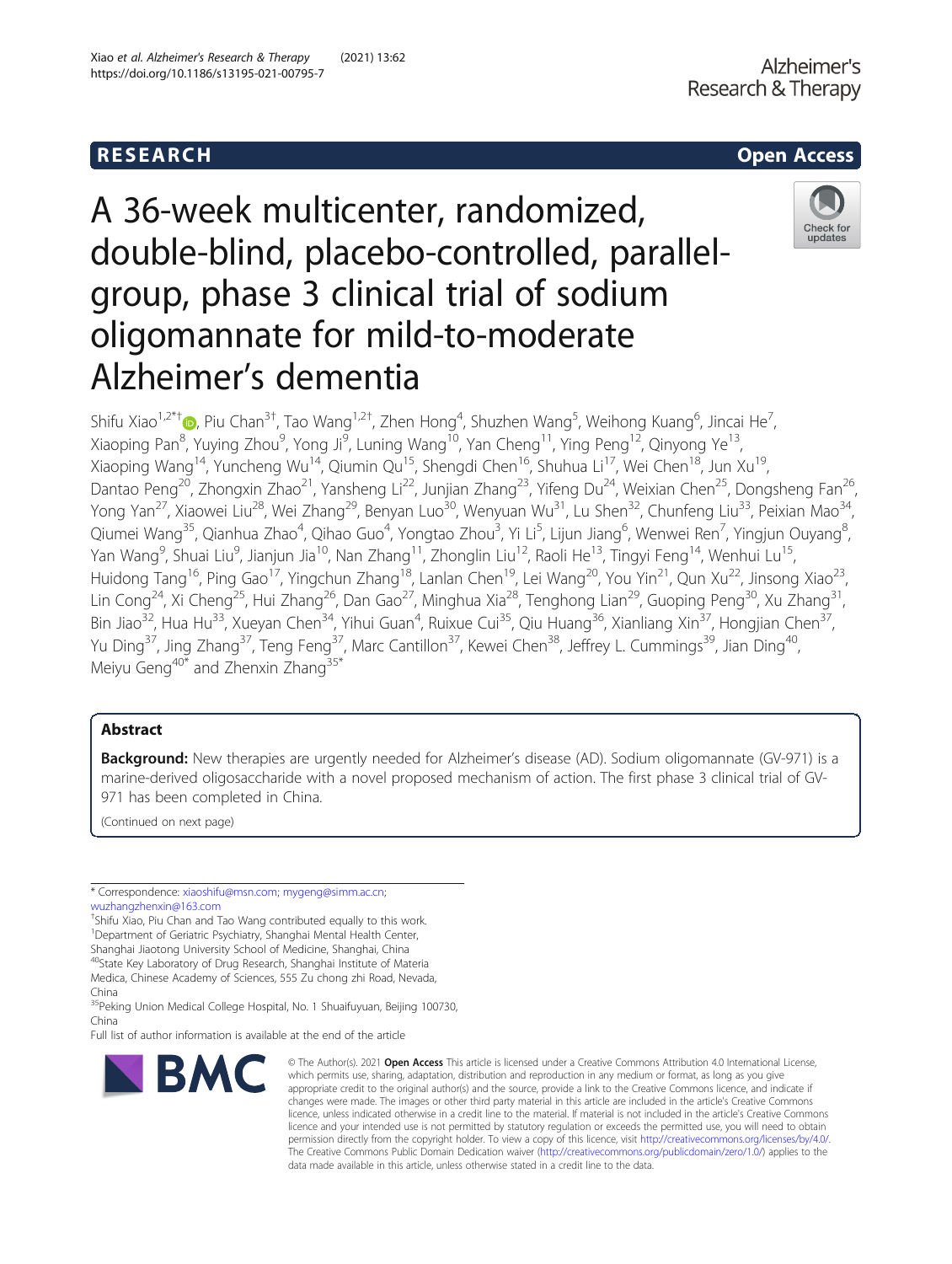RESEARCH

Open Access

# A 36-week multicenter, randomized, double-blind, placebo-controlled, parallel-group, phase 3 clinical trial of sodium oligomannate for mild-to-moderate Alzheimer's dementia

Shifu Xiao[1,2*†], Piu Chan[3†], Tao Wang[1,2†], Zhen Hong[4], Shuzhen Wang[5], Weihong Kuang[6], Jincai He[7], Xiaoping Pan[8], Yuying Zhou[9], Yong Ji[9], Luning Wang[10], Yan Cheng[11], Ying Peng[12], Qinyong Ye[13], Xiaoping Wang[14], Yuncheng Wu[14], Qiumin Qu[15], Shengdi Chen[16], Shuhua Li[17], Wei Chen[18], Jun Xu[19], Dantao Peng[20], Zhongxin Zhao[21], Yansheng Li[22], Junjian Zhang[23], Yifeng Du[24], Weixian Chen[25], Dongsheng Fan[26], Yong Yan[27], Xiaowei Liu[28], Wei Zhang[29], Benyan Luo[30], Wenyuan Wu[31], Lu Shen[32], Chunfeng Liu[33], Peixian Mao[34], Qiumei Wang[35], Qianhua Zhao[4], Qihao Guo[4], Yongtao Zhou[3], Yi Li[5], Lijun Jiang[6], Wenwei Ren[7], Yingjun Ouyang[8], Yan Wang[9], Shuai Liu[9], Jianjun Jia[10], Nan Zhang[11], Zhonglin Liu[12], Raoli He[13], Tingyi Feng[14], Wenhui Lu[15], Huidong Tang[16], Ping Gao[17], Yingchun Zhang[18], Lanlan Chen[19], Lei Wang[20], You Yin[21], Qun Xu[22], Jinsong Xiao[23], Lin Cong[24], Xi Cheng[25], Hui Zhang[26], Dan Gao[27], Minghua Xia[28], Tenghong Lian[29], Guoping Peng[30], Xu Zhang[31], Bin Jiao[32], Hua Hu[33], Xueyan Chen[34], Yihui Guan[4], Ruixue Cui[35], Qiu Huang[36], Xianliang Xin[37], Hongjian Chen[37], Yu Ding[37], Jing Zhang[37], Teng Feng[37], Marc Cantillon[37], Kewei Chen[38], Jeffrey L. Cummings[39], Jian Ding[40], Meiyu Geng[40*] and Zhenxin Zhang[35*]

## Abstract

**Background:** New therapies are urgently needed for Alzheimer's disease (AD). Sodium oligomannate (GV-971) is a marine-derived oligosaccharide with a novel proposed mechanism of action. The first phase 3 clinical trial of GV-971 has been completed in China.

(Continued on next page)

\* Correspondence: xiaoshifu@msn.com; mygeng@simm.ac.cn; wuzhangzhenxin@163.com

†Shifu Xiao, Piu Chan and Tao Wang contributed equally to this work.

[1]Department of Geriatric Psychiatry, Shanghai Mental Health Center, Shanghai Jiaotong University School of Medicine, Shanghai, China

[40]State Key Laboratory of Drug Research, Shanghai Institute of Materia Medica, Chinese Academy of Sciences, 555 Zu chong zhi Road, Nevada, China

[35]Peking Union Medical College Hospital, No. 1 Shuaifuyuan, Beijing 100730, China

Full list of author information is available at the end of the article

© The Author(s). 2021 **Open Access** This article is licensed under a Creative Commons Attribution 4.0 International License, which permits use, sharing, adaptation, distribution and reproduction in any medium or format, as long as you give appropriate credit to the original author(s) and the source, provide a link to the Creative Commons licence, and indicate if changes were made. The images or other third party material in this article are included in the article's Creative Commons licence, unless indicated otherwise in a credit line to the material. If material is not included in the article's Creative Commons licence and your intended use is not permitted by statutory regulation or exceeds the permitted use, you will need to obtain permission directly from the copyright holder. To view a copy of this licence, visit http://creativecommons.org/licenses/by/4.0/. The Creative Commons Public Domain Dedication waiver (http://creativecommons.org/publicdomain/zero/1.0/) applies to the data made available in this article, unless otherwise stated in a credit line to the data.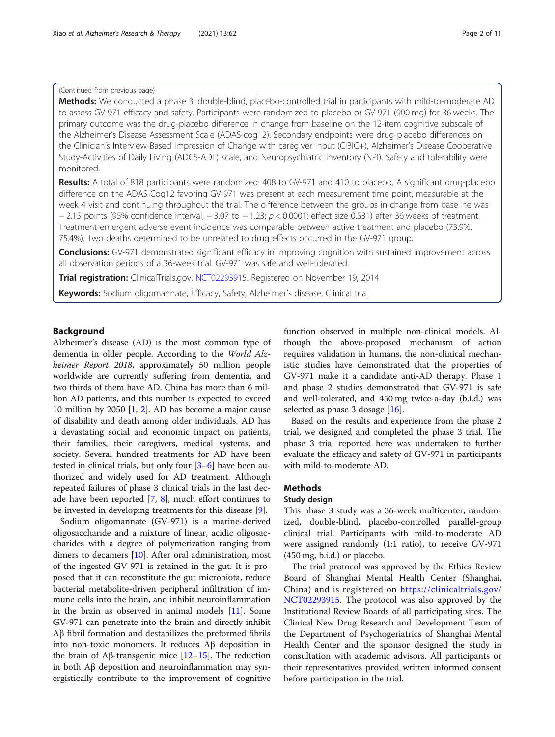(Continued from previous page)

**Methods:** We conducted a phase 3, double-blind, placebo-controlled trial in participants with mild-to-moderate AD to assess GV-971 efficacy and safety. Participants were randomized to placebo or GV-971 (900 mg) for 36 weeks. The primary outcome was the drug-placebo difference in change from baseline on the 12-item cognitive subscale of the Alzheimer's Disease Assessment Scale (ADAS-cog12). Secondary endpoints were drug-placebo differences on the Clinician's Interview-Based Impression of Change with caregiver input (CIBIC+), Alzheimer's Disease Cooperative Study-Activities of Daily Living (ADCS-ADL) scale, and Neuropsychiatric Inventory (NPI). Safety and tolerability were monitored.

**Results:** A total of 818 participants were randomized: 408 to GV-971 and 410 to placebo. A significant drug-placebo difference on the ADAS-Cog12 favoring GV-971 was present at each measurement time point, measurable at the week 4 visit and continuing throughout the trial. The difference between the groups in change from baseline was − 2.15 points (95% confidence interval, − 3.07 to − 1.23; $p < 0.0001$; effect size 0.531) after 36 weeks of treatment. Treatment-emergent adverse event incidence was comparable between active treatment and placebo (73.9%, 75.4%). Two deaths determined to be unrelated to drug effects occurred in the GV-971 group.

**Conclusions:** GV-971 demonstrated significant efficacy in improving cognition with sustained improvement across all observation periods of a 36-week trial. GV-971 was safe and well-tolerated.

**Trial registration:** ClinicalTrials.gov, NCT02293915. Registered on November 19, 2014

**Keywords:** Sodium oligomannate, Efficacy, Safety, Alzheimer's disease, Clinical trial

## Background

Alzheimer's disease (AD) is the most common type of dementia in older people. According to the *World Alzheimer Report 2018*, approximately 50 million people worldwide are currently suffering from dementia, and two thirds of them have AD. China has more than 6 million AD patients, and this number is expected to exceed 10 million by 2050 [1, 2]. AD has become a major cause of disability and death among older individuals. AD has a devastating social and economic impact on patients, their families, their caregivers, medical systems, and society. Several hundred treatments for AD have been tested in clinical trials, but only four [3–6] have been authorized and widely used for AD treatment. Although repeated failures of phase 3 clinical trials in the last decade have been reported [7, 8], much effort continues to be invested in developing treatments for this disease [9].

Sodium oligomannate (GV-971) is a marine-derived oligosaccharide and a mixture of linear, acidic oligosaccharides with a degree of polymerization ranging from dimers to decamers [10]. After oral administration, most of the ingested GV-971 is retained in the gut. It is proposed that it can reconstitute the gut microbiota, reduce bacterial metabolite-driven peripheral infiltration of immune cells into the brain, and inhibit neuroinflammation in the brain as observed in animal models [11]. Some GV-971 can penetrate into the brain and directly inhibit Aβ fibril formation and destabilizes the preformed fibrils into non-toxic monomers. It reduces Aβ deposition in the brain of Aβ-transgenic mice [12–15]. The reduction in both Aβ deposition and neuroinflammation may synergistically contribute to the improvement of cognitive function observed in multiple non-clinical models. Although the above-proposed mechanism of action requires validation in humans, the non-clinical mechanistic studies have demonstrated that the properties of GV-971 make it a candidate anti-AD therapy. Phase 1 and phase 2 studies demonstrated that GV-971 is safe and well-tolerated, and 450 mg twice-a-day (b.i.d.) was selected as phase 3 dosage [16].

Based on the results and experience from the phase 2 trial, we designed and completed the phase 3 trial. The phase 3 trial reported here was undertaken to further evaluate the efficacy and safety of GV-971 in participants with mild-to-moderate AD.

## Methods

### Study design

This phase 3 study was a 36-week multicenter, randomized, double-blind, placebo-controlled parallel-group clinical trial. Participants with mild-to-moderate AD were assigned randomly (1:1 ratio), to receive GV-971 (450 mg, b.i.d.) or placebo.

The trial protocol was approved by the Ethics Review Board of Shanghai Mental Health Center (Shanghai, China) and is registered on https://clinicaltrials.gov/NCT02293915. The protocol was also approved by the Institutional Review Boards of all participating sites. The Clinical New Drug Research and Development Team of the Department of Psychogeriatrics of Shanghai Mental Health Center and the sponsor designed the study in consultation with academic advisors. All participants or their representatives provided written informed consent before participation in the trial.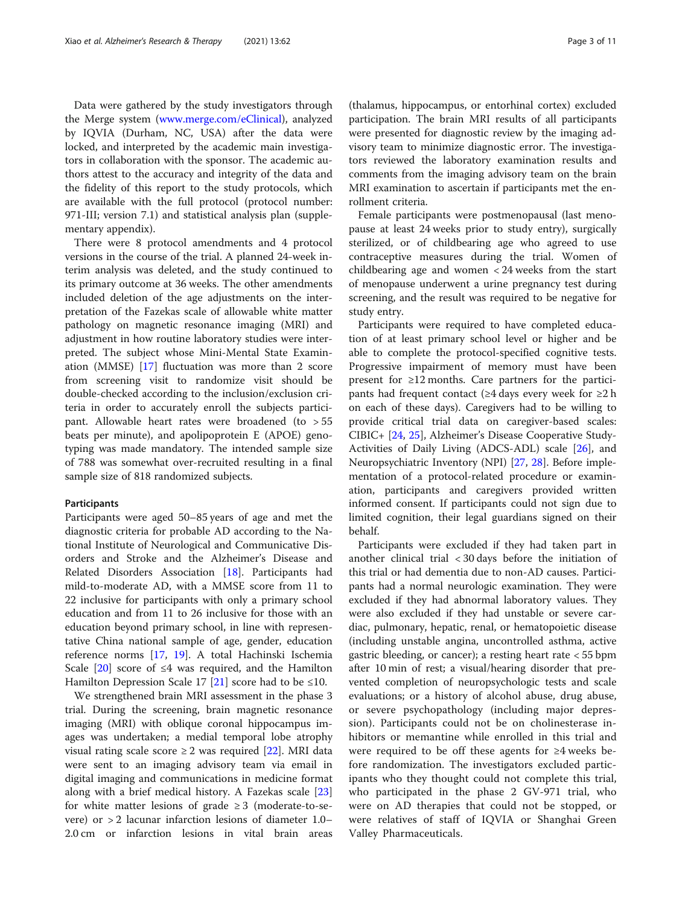Data were gathered by the study investigators through the Merge system (www.merge.com/eClinical), analyzed by IQVIA (Durham, NC, USA) after the data were locked, and interpreted by the academic main investigators in collaboration with the sponsor. The academic authors attest to the accuracy and integrity of the data and the fidelity of this report to the study protocols, which are available with the full protocol (protocol number: 971-III; version 7.1) and statistical analysis plan (supplementary appendix).

There were 8 protocol amendments and 4 protocol versions in the course of the trial. A planned 24-week interim analysis was deleted, and the study continued to its primary outcome at 36 weeks. The other amendments included deletion of the age adjustments on the interpretation of the Fazekas scale of allowable white matter pathology on magnetic resonance imaging (MRI) and adjustment in how routine laboratory studies were interpreted. The subject whose Mini-Mental State Examination (MMSE) [17] fluctuation was more than 2 score from screening visit to randomize visit should be double-checked according to the inclusion/exclusion criteria in order to accurately enroll the subjects participant. Allowable heart rates were broadened (to > 55 beats per minute), and apolipoprotein E (APOE) genotyping was made mandatory. The intended sample size of 788 was somewhat over-recruited resulting in a final sample size of 818 randomized subjects.

#### Participants

Participants were aged 50–85 years of age and met the diagnostic criteria for probable AD according to the National Institute of Neurological and Communicative Disorders and Stroke and the Alzheimer's Disease and Related Disorders Association [18]. Participants had mild-to-moderate AD, with a MMSE score from 11 to 22 inclusive for participants with only a primary school education and from 11 to 26 inclusive for those with an education beyond primary school, in line with representative China national sample of age, gender, education reference norms [17, 19]. A total Hachinski Ischemia Scale [20] score of ≤4 was required, and the Hamilton Hamilton Depression Scale 17 [21] score had to be ≤10.

We strengthened brain MRI assessment in the phase 3 trial. During the screening, brain magnetic resonance imaging (MRI) with oblique coronal hippocampus images was undertaken; a medial temporal lobe atrophy visual rating scale score ≥ 2 was required [22]. MRI data were sent to an imaging advisory team via email in digital imaging and communications in medicine format along with a brief medical history. A Fazekas scale [23] for white matter lesions of grade ≥ 3 (moderate-to-severe) or > 2 lacunar infarction lesions of diameter 1.0–2.0 cm or infarction lesions in vital brain areas (thalamus, hippocampus, or entorhinal cortex) excluded participation. The brain MRI results of all participants were presented for diagnostic review by the imaging advisory team to minimize diagnostic error. The investigators reviewed the laboratory examination results and comments from the imaging advisory team on the brain MRI examination to ascertain if participants met the enrollment criteria.

Female participants were postmenopausal (last menopause at least 24 weeks prior to study entry), surgically sterilized, or of childbearing age who agreed to use contraceptive measures during the trial. Women of childbearing age and women < 24 weeks from the start of menopause underwent a urine pregnancy test during screening, and the result was required to be negative for study entry.

Participants were required to have completed education of at least primary school level or higher and be able to complete the protocol-specified cognitive tests. Progressive impairment of memory must have been present for ≥12 months. Care partners for the participants had frequent contact (≥4 days every week for ≥2 h on each of these days). Caregivers had to be willing to provide critical trial data on caregiver-based scales: CIBIC+ [24, 25], Alzheimer's Disease Cooperative Study-Activities of Daily Living (ADCS-ADL) scale [26], and Neuropsychiatric Inventory (NPI) [27, 28]. Before implementation of a protocol-related procedure or examination, participants and caregivers provided written informed consent. If participants could not sign due to limited cognition, their legal guardians signed on their behalf.

Participants were excluded if they had taken part in another clinical trial < 30 days before the initiation of this trial or had dementia due to non-AD causes. Participants had a normal neurologic examination. They were excluded if they had abnormal laboratory values. They were also excluded if they had unstable or severe cardiac, pulmonary, hepatic, renal, or hematopoietic disease (including unstable angina, uncontrolled asthma, active gastric bleeding, or cancer); a resting heart rate < 55 bpm after 10 min of rest; a visual/hearing disorder that prevented completion of neuropsychologic tests and scale evaluations; or a history of alcohol abuse, drug abuse, or severe psychopathology (including major depression). Participants could not be on cholinesterase inhibitors or memantine while enrolled in this trial and were required to be off these agents for ≥4 weeks before randomization. The investigators excluded participants who they thought could not complete this trial, who participated in the phase 2 GV-971 trial, who were on AD therapies that could not be stopped, or were relatives of staff of IQVIA or Shanghai Green Valley Pharmaceuticals.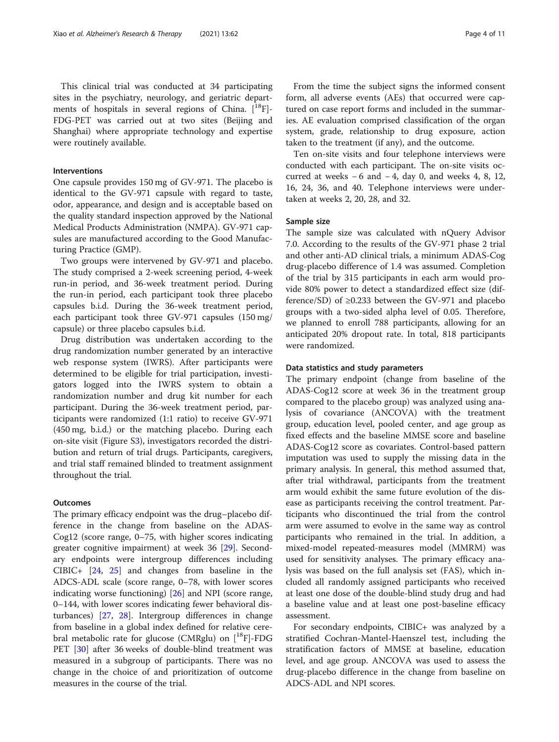This clinical trial was conducted at 34 participating sites in the psychiatry, neurology, and geriatric departments of hospitals in several regions of China. [$^{18}$F]-FDG-PET was carried out at two sites (Beijing and Shanghai) where appropriate technology and expertise were routinely available.

## Interventions

One capsule provides 150 mg of GV-971. The placebo is identical to the GV-971 capsule with regard to taste, odor, appearance, and design and is acceptable based on the quality standard inspection approved by the National Medical Products Administration (NMPA). GV-971 capsules are manufactured according to the Good Manufacturing Practice (GMP).

Two groups were intervened by GV-971 and placebo. The study comprised a 2-week screening period, 4-week run-in period, and 36-week treatment period. During the run-in period, each participant took three placebo capsules b.i.d. During the 36-week treatment period, each participant took three GV-971 capsules (150 mg/capsule) or three placebo capsules b.i.d.

Drug distribution was undertaken according to the drug randomization number generated by an interactive web response system (IWRS). After participants were determined to be eligible for trial participation, investigators logged into the IWRS system to obtain a randomization number and drug kit number for each participant. During the 36-week treatment period, participants were randomized (1:1 ratio) to receive GV-971 (450 mg, b.i.d.) or the matching placebo. During each on-site visit (Figure S3), investigators recorded the distribution and return of trial drugs. Participants, caregivers, and trial staff remained blinded to treatment assignment throughout the trial.

## Outcomes

The primary efficacy endpoint was the drug–placebo difference in the change from baseline on the ADAS-Cog12 (score range, 0–75, with higher scores indicating greater cognitive impairment) at week 36 [29]. Secondary endpoints were intergroup differences including CIBIC+ [24, 25] and changes from baseline in the ADCS-ADL scale (score range, 0–78, with lower scores indicating worse functioning) [26] and NPI (score range, 0–144, with lower scores indicating fewer behavioral disturbances) [27, 28]. Intergroup differences in change from baseline in a global index defined for relative cerebral metabolic rate for glucose (CMRglu) on [$^{18}$F]-FDG PET [30] after 36 weeks of double-blind treatment was measured in a subgroup of participants. There was no change in the choice of and prioritization of outcome measures in the course of the trial.

From the time the subject signs the informed consent form, all adverse events (AEs) that occurred were captured on case report forms and included in the summaries. AE evaluation comprised classification of the organ system, grade, relationship to drug exposure, action taken to the treatment (if any), and the outcome.

Ten on-site visits and four telephone interviews were conducted with each participant. The on-site visits occurred at weeks − 6 and − 4, day 0, and weeks 4, 8, 12, 16, 24, 36, and 40. Telephone interviews were undertaken at weeks 2, 20, 28, and 32.

## Sample size

The sample size was calculated with nQuery Advisor 7.0. According to the results of the GV-971 phase 2 trial and other anti-AD clinical trials, a minimum ADAS-Cog drug-placebo difference of 1.4 was assumed. Completion of the trial by 315 participants in each arm would provide 80% power to detect a standardized effect size (difference/SD) of ≥0.233 between the GV-971 and placebo groups with a two-sided alpha level of 0.05. Therefore, we planned to enroll 788 participants, allowing for an anticipated 20% dropout rate. In total, 818 participants were randomized.

## Data statistics and study parameters

The primary endpoint (change from baseline of the ADAS-Cog12 score at week 36 in the treatment group compared to the placebo group) was analyzed using analysis of covariance (ANCOVA) with the treatment group, education level, pooled center, and age group as fixed effects and the baseline MMSE score and baseline ADAS-Cog12 score as covariates. Control-based pattern imputation was used to supply the missing data in the primary analysis. In general, this method assumed that, after trial withdrawal, participants from the treatment arm would exhibit the same future evolution of the disease as participants receiving the control treatment. Participants who discontinued the trial from the control arm were assumed to evolve in the same way as control participants who remained in the trial. In addition, a mixed-model repeated-measures model (MMRM) was used for sensitivity analyses. The primary efficacy analysis was based on the full analysis set (FAS), which included all randomly assigned participants who received at least one dose of the double-blind study drug and had a baseline value and at least one post-baseline efficacy assessment.

For secondary endpoints, CIBIC+ was analyzed by a stratified Cochran-Mantel-Haenszel test, including the stratification factors of MMSE at baseline, education level, and age group. ANCOVA was used to assess the drug-placebo difference in the change from baseline on ADCS-ADL and NPI scores.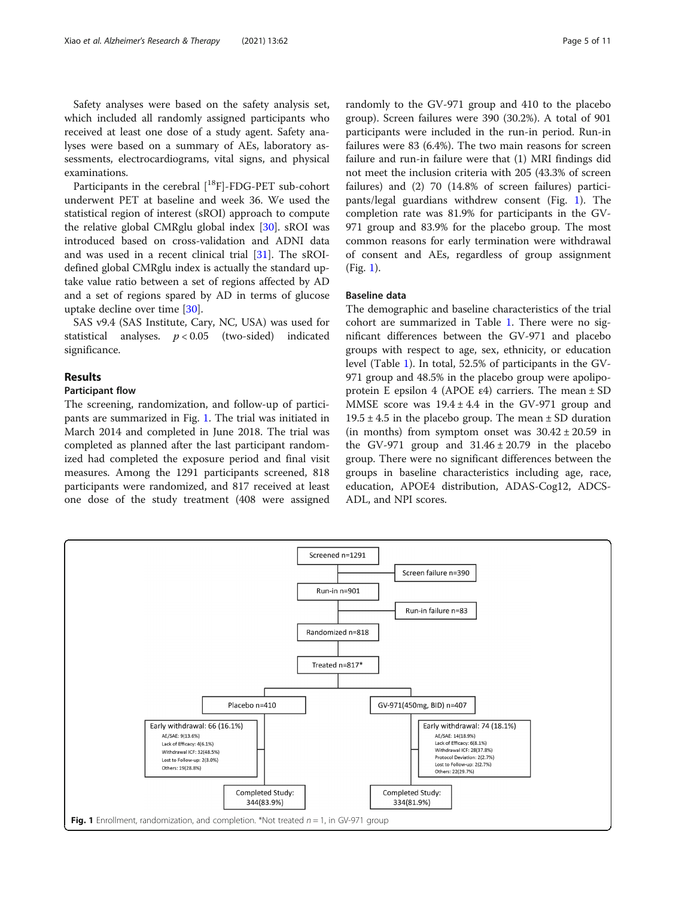Safety analyses were based on the safety analysis set, which included all randomly assigned participants who received at least one dose of a study agent. Safety analyses were based on a summary of AEs, laboratory assessments, electrocardiograms, vital signs, and physical examinations.

Participants in the cerebral [$^{18}$F]-FDG-PET sub-cohort underwent PET at baseline and week 36. We used the statistical region of interest (sROI) approach to compute the relative global CMRglu global index [30]. sROI was introduced based on cross-validation and ADNI data and was used in a recent clinical trial [31]. The sROI-defined global CMRglu index is actually the standard uptake value ratio between a set of regions affected by AD and a set of regions spared by AD in terms of glucose uptake decline over time [30].

SAS v9.4 (SAS Institute, Cary, NC, USA) was used for statistical analyses. $p < 0.05$ (two-sided) indicated significance.

## Results

### Participant flow

The screening, randomization, and follow-up of participants are summarized in Fig. 1. The trial was initiated in March 2014 and completed in June 2018. The trial was completed as planned after the last participant randomized had completed the exposure period and final visit measures. Among the 1291 participants screened, 818 participants were randomized, and 817 received at least one dose of the study treatment (408 were assigned randomly to the GV-971 group and 410 to the placebo group). Screen failures were 390 (30.2%). A total of 901 participants were included in the run-in period. Run-in failures were 83 (6.4%). The two main reasons for screen failure and run-in failure were that (1) MRI findings did not meet the inclusion criteria with 205 (43.3% of screen failures) and (2) 70 (14.8% of screen failures) participants/legal guardians withdrew consent (Fig. 1). The completion rate was 81.9% for participants in the GV-971 group and 83.9% for the placebo group. The most common reasons for early termination were withdrawal of consent and AEs, regardless of group assignment (Fig. 1).

### Baseline data

The demographic and baseline characteristics of the trial cohort are summarized in Table 1. There were no significant differences between the GV-971 and placebo groups with respect to age, sex, ethnicity, or education level (Table 1). In total, 52.5% of participants in the GV-971 group and 48.5% in the placebo group were apolipoprotein E epsilon 4 (APOE ε4) carriers. The mean ± SD MMSE score was 19.4 ± 4.4 in the GV-971 group and 19.5 ± 4.5 in the placebo group. The mean ± SD duration (in months) from symptom onset was 30.42 ± 20.59 in the GV-971 group and 31.46 ± 20.79 in the placebo group. There were no significant differences between the groups in baseline characteristics including age, race, education, APOE4 distribution, ADAS-Cog12, ADCS-ADL, and NPI scores.

Screened n=1291
→ Screen failure n=390
Run-in n=901
→ Run-in failure n=83
Randomized n=818
Treated n=817*

Placebo n=410
Early withdrawal: 66 (16.1%)
- AE/SAE: 9(13.6%)
- Lack of Efficacy: 4(6.1%)
- Withdrawal ICF: 32(48.5%)
- Lost to Follow-up: 2(3.0%)
- Others: 19(28.8%)

Completed Study: 344(83.9%)

GV-971(450mg, BID) n=407
Early withdrawal: 74 (18.1%)
- AE/SAE: 14(18.9%)
- Lack of Efficacy: 6(8.1%)
- Withdrawal ICF: 28(37.8%)
- Protocol Deviation: 2(2.7%)
- Lost to Follow-up: 2(2.7%)
- Others: 22(29.7%)

Completed Study: 334(81.9%)

**Fig. 1** Enrollment, randomization, and completion. *Not treated $n = 1$, in GV-971 group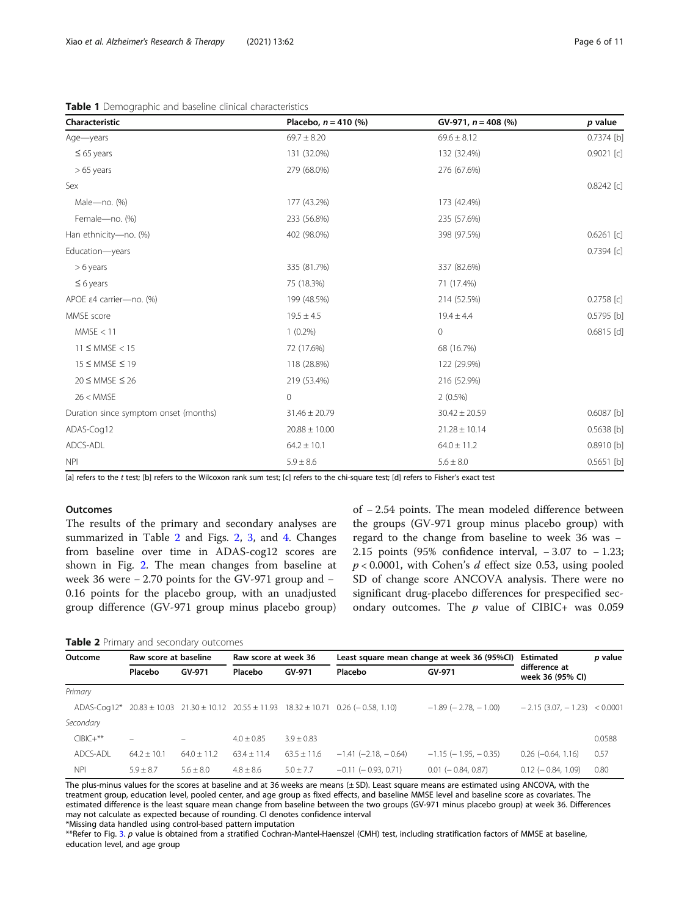**Table 1** Demographic and baseline clinical characteristics

| Characteristic | Placebo, $n = 410$ (%) | GV-971, $n = 408$ (%) | $p$ value |
|---|---|---|---|
| Age—years | 69.7 ± 8.20 | 69.6 ± 8.12 | 0.7374 [b] |
| ≤ 65 years | 131 (32.0%) | 132 (32.4%) | 0.9021 [c] |
| > 65 years | 279 (68.0%) | 276 (67.6%) | |
| Sex | | | 0.8242 [c] |
| Male—no. (%) | 177 (43.2%) | 173 (42.4%) | |
| Female—no. (%) | 233 (56.8%) | 235 (57.6%) | |
| Han ethnicity—no. (%) | 402 (98.0%) | 398 (97.5%) | 0.6261 [c] |
| Education—years | | | 0.7394 [c] |
| > 6 years | 335 (81.7%) | 337 (82.6%) | |
| ≤ 6 years | 75 (18.3%) | 71 (17.4%) | |
| APOE ε4 carrier—no. (%) | 199 (48.5%) | 214 (52.5%) | 0.2758 [c] |
| MMSE score | 19.5 ± 4.5 | 19.4 ± 4.4 | 0.5795 [b] |
| MMSE < 11 | 1 (0.2%) | 0 | 0.6815 [d] |
| 11 ≤ MMSE < 15 | 72 (17.6%) | 68 (16.7%) | |
| 15 ≤ MMSE ≤ 19 | 118 (28.8%) | 122 (29.9%) | |
| 20 ≤ MMSE ≤ 26 | 219 (53.4%) | 216 (52.9%) | |
| 26 < MMSE | 0 | 2 (0.5%) | |
| Duration since symptom onset (months) | 31.46 ± 20.79 | 30.42 ± 20.59 | 0.6087 [b] |
| ADAS-Cog12 | 20.88 ± 10.00 | 21.28 ± 10.14 | 0.5638 [b] |
| ADCS-ADL | 64.2 ± 10.1 | 64.0 ± 11.2 | 0.8910 [b] |
| NPI | 5.9 ± 8.6 | 5.6 ± 8.0 | 0.5651 [b] |

[a] refers to the *t* test; [b] refers to the Wilcoxon rank sum test; [c] refers to the chi-square test; [d] refers to Fisher's exact test

### Outcomes

The results of the primary and secondary analyses are summarized in Table 2 and Figs. 2, 3, and 4. Changes from baseline over time in ADAS-cog12 scores are shown in Fig. 2. The mean changes from baseline at week 36 were − 2.70 points for the GV-971 group and − 0.16 points for the placebo group, with an unadjusted group difference (GV-971 group minus placebo group) of − 2.54 points. The mean modeled difference between the groups (GV-971 group minus placebo group) with regard to the change from baseline to week 36 was − 2.15 points (95% confidence interval, − 3.07 to − 1.23; $p < 0.0001$, with Cohen's $d$ effect size 0.53, using pooled SD of change score ANCOVA analysis. There were no significant drug-placebo differences for prespecified secondary outcomes. The $p$ value of CIBIC+ was 0.059

**Table 2** Primary and secondary outcomes

| Outcome | Raw score at baseline | | Raw score at week 36 | | Least square mean change at week 36 (95%CI) | | Estimated difference at week 36 (95% CI) | $p$ value |
|---|---|---|---|---|---|---|---|---|
| | Placebo | GV-971 | Placebo | GV-971 | Placebo | GV-971 | | |
| *Primary* | | | | | | | | |
| ADAS-Cog12* | 20.83 ± 10.03 | 21.30 ± 10.12 | 20.55 ± 11.93 | 18.32 ± 10.71 | 0.26 (− 0.58, 1.10) | −1.89 (− 2.78, − 1.00) | − 2.15 (3.07, − 1.23) | < 0.0001 |
| *Secondary* | | | | | | | | |
| CIBIC+** | – | – | 4.0 ± 0.85 | 3.9 ± 0.83 | | | | 0.0588 |
| ADCS-ADL | 64.2 ± 10.1 | 64.0 ± 11.2 | 63.4 ± 11.4 | 63.5 ± 11.6 | −1.41 (−2.18, − 0.64) | −1.15 (− 1.95, − 0.35) | 0.26 (−0.64, 1.16) | 0.57 |
| NPI | 5.9 ± 8.7 | 5.6 ± 8.0 | 4.8 ± 8.6 | 5.0 ± 7.7 | −0.11 (− 0.93, 0.71) | 0.01 (− 0.84, 0.87) | 0.12 (− 0.84, 1.09) | 0.80 |

The plus-minus values for the scores at baseline and at 36 weeks are means (± SD). Least square means are estimated using ANCOVA, with the treatment group, education level, pooled center, and age group as fixed effects, and baseline MMSE level and baseline score as covariates. The estimated difference is the least square mean change from baseline between the two groups (GV-971 minus placebo group) at week 36. Differences may not calculate as expected because of rounding. CI denotes confidence interval

*Missing data handled using control-based pattern imputation

**Refer to Fig. 3. *p* value is obtained from a stratified Cochran-Mantel-Haenszel (CMH) test, including stratification factors of MMSE at baseline, education level, and age group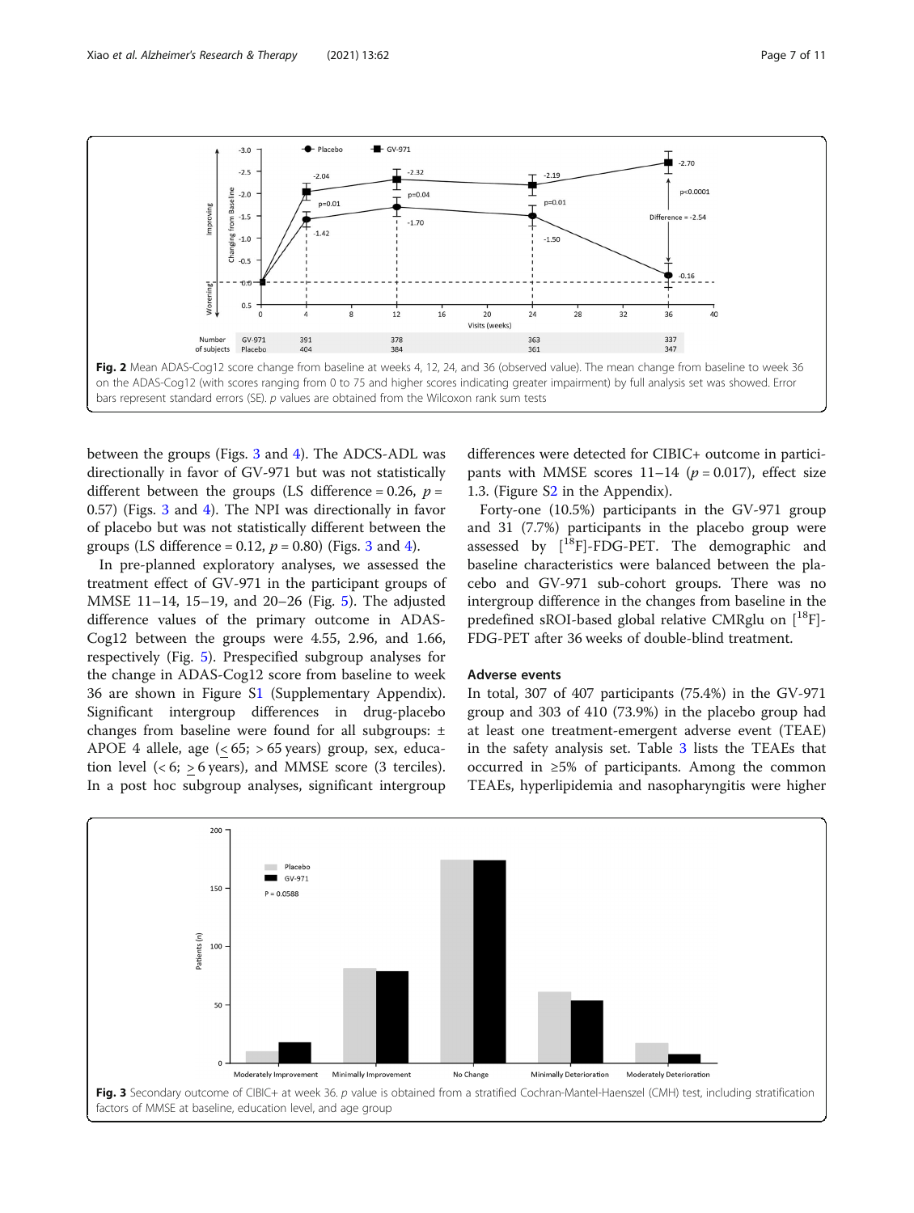Fig. 2 Mean ADAS-Cog12 score change from baseline at weeks 4, 12, 24, and 36 (observed value). The mean change from baseline to week 36 on the ADAS-Cog12 (with scores ranging from 0 to 75 and higher scores indicating greater impairment) by full analysis set was showed. Error bars represent standard errors (SE). p values are obtained from the Wilcoxon rank sum tests

between the groups (Figs. 3 and 4). The ADCS-ADL was directionally in favor of GV-971 but was not statistically different between the groups (LS difference = 0.26, $p = 0.57$) (Figs. 3 and 4). The NPI was directionally in favor of placebo but was not statistically different between the groups (LS difference = 0.12, $p = 0.80$) (Figs. 3 and 4).

In pre-planned exploratory analyses, we assessed the treatment effect of GV-971 in the participant groups of MMSE 11–14, 15–19, and 20–26 (Fig. 5). The adjusted difference values of the primary outcome in ADAS-Cog12 between the groups were 4.55, 2.96, and 1.66, respectively (Fig. 5). Prespecified subgroup analyses for the change in ADAS-Cog12 score from baseline to week 36 are shown in Figure S1 (Supplementary Appendix). Significant intergroup differences in drug-placebo changes from baseline were found for all subgroups: ± APOE 4 allele, age ($\leq 65$; $> 65$ years) group, sex, education level ($< 6$; $\geq 6$ years), and MMSE score (3 terciles). In a post hoc subgroup analyses, significant intergroup differences were detected for CIBIC+ outcome in participants with MMSE scores 11–14 ($p = 0.017$), effect size 1.3. (Figure S2 in the Appendix).

Forty-one (10.5%) participants in the GV-971 group and 31 (7.7%) participants in the placebo group were assessed by [$^{18}$F]-FDG-PET. The demographic and baseline characteristics were balanced between the placebo and GV-971 sub-cohort groups. There was no intergroup difference in the changes from baseline in the predefined sROI-based global relative CMRglu on [$^{18}$F]-FDG-PET after 36 weeks of double-blind treatment.

### Adverse events

In total, 307 of 407 participants (75.4%) in the GV-971 group and 303 of 410 (73.9%) in the placebo group had at least one treatment-emergent adverse event (TEAE) in the safety analysis set. Table 3 lists the TEAEs that occurred in ≥5% of participants. Among the common TEAEs, hyperlipidemia and nasopharyngitis were higher

Fig. 3 Secondary outcome of CIBIC+ at week 36. p value is obtained from a stratified Cochran-Mantel-Haenszel (CMH) test, including stratification factors of MMSE at baseline, education level, and age group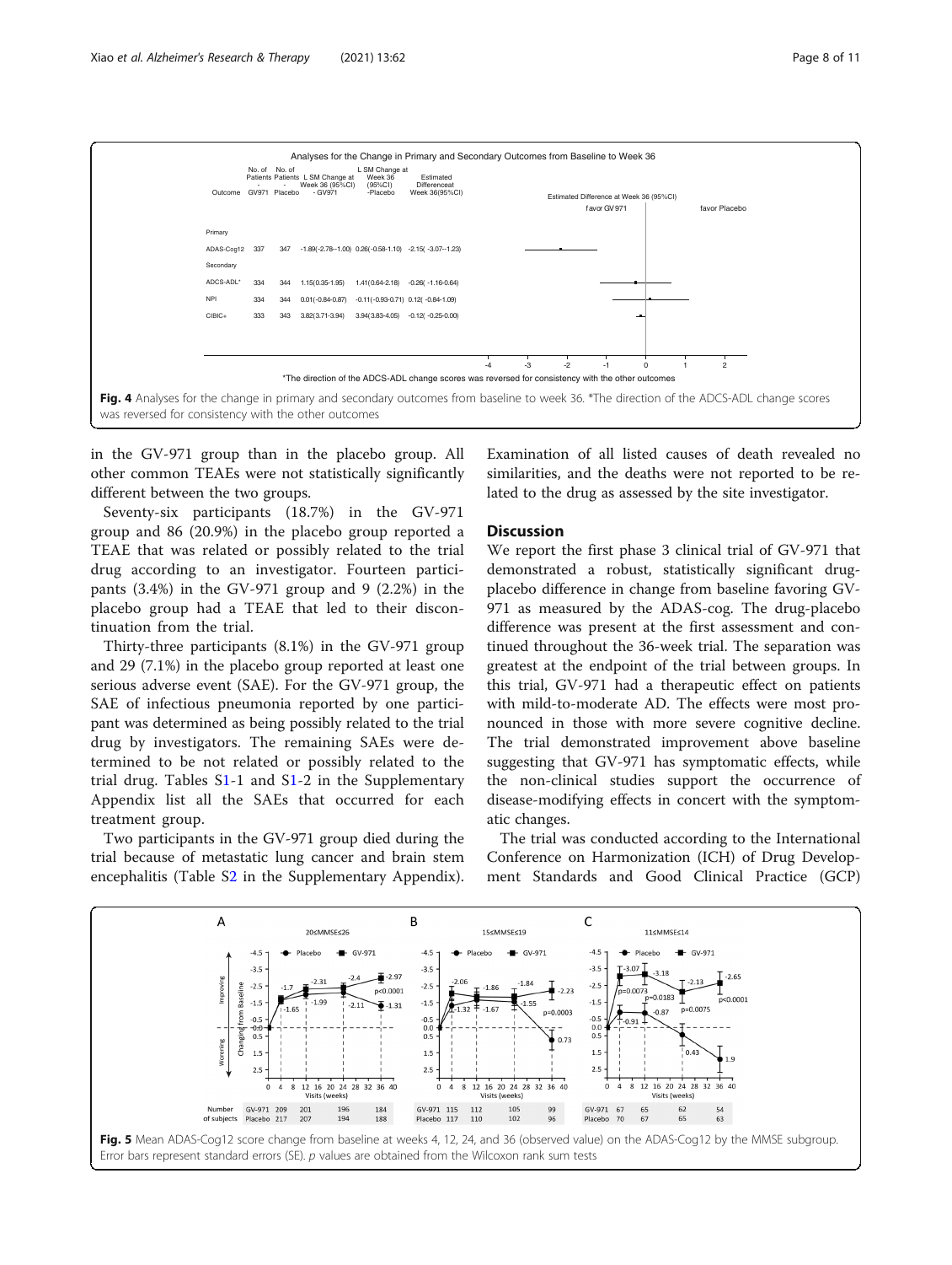Fig. 4 Analyses for the change in primary and secondary outcomes from baseline to week 36. *The direction of the ADCS-ADL change scores was reversed for consistency with the other outcomes

in the GV-971 group than in the placebo group. All other common TEAEs were not statistically significantly different between the two groups.

Seventy-six participants (18.7%) in the GV-971 group and 86 (20.9%) in the placebo group reported a TEAE that was related or possibly related to the trial drug according to an investigator. Fourteen participants (3.4%) in the GV-971 group and 9 (2.2%) in the placebo group had a TEAE that led to their discontinuation from the trial.

Thirty-three participants (8.1%) in the GV-971 group and 29 (7.1%) in the placebo group reported at least one serious adverse event (SAE). For the GV-971 group, the SAE of infectious pneumonia reported by one participant was determined as being possibly related to the trial drug by investigators. The remaining SAEs were determined to be not related or possibly related to the trial drug. Tables S1-1 and S1-2 in the Supplementary Appendix list all the SAEs that occurred for each treatment group.

Two participants in the GV-971 group died during the trial because of metastatic lung cancer and brain stem encephalitis (Table S2 in the Supplementary Appendix). Examination of all listed causes of death revealed no similarities, and the deaths were not reported to be related to the drug as assessed by the site investigator.

## Discussion

We report the first phase 3 clinical trial of GV-971 that demonstrated a robust, statistically significant drug-placebo difference in change from baseline favoring GV-971 as measured by the ADAS-cog. The drug-placebo difference was present at the first assessment and continued throughout the 36-week trial. The separation was greatest at the endpoint of the trial between groups. In this trial, GV-971 had a therapeutic effect on patients with mild-to-moderate AD. The effects were most pronounced in those with more severe cognitive decline. The trial demonstrated improvement above baseline suggesting that GV-971 has symptomatic effects, while the non-clinical studies support the occurrence of disease-modifying effects in concert with the symptomatic changes.

The trial was conducted according to the International Conference on Harmonization (ICH) of Drug Development Standards and Good Clinical Practice (GCP)

Fig. 5 Mean ADAS-Cog12 score change from baseline at weeks 4, 12, 24, and 36 (observed value) on the ADAS-Cog12 by the MMSE subgroup. Error bars represent standard errors (SE). *p* values are obtained from the Wilcoxon rank sum tests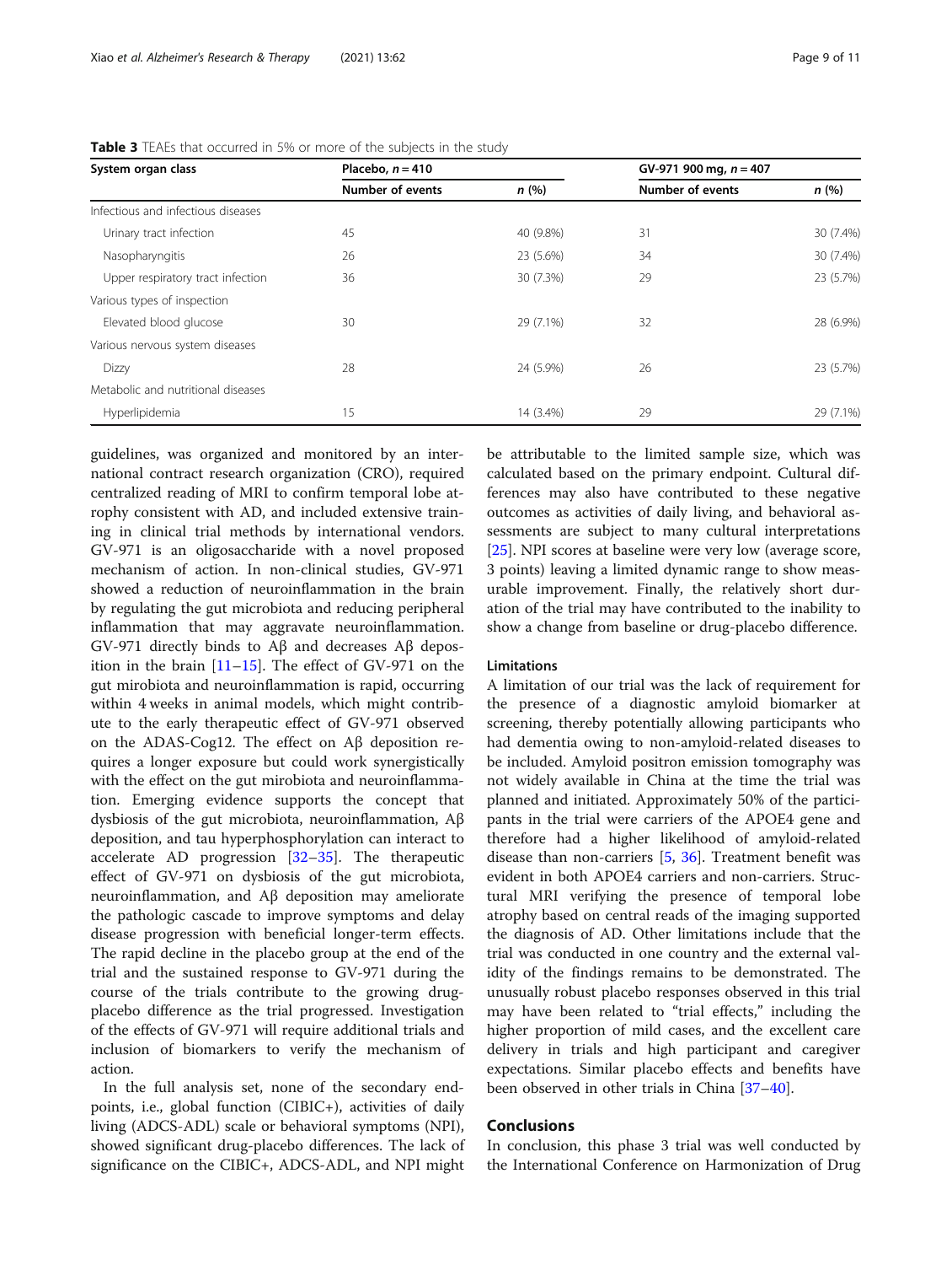**Table 3** TEAEs that occurred in 5% or more of the subjects in the study

| System organ class | Placebo, $n = 410$ | | GV-971 900 mg, $n = 407$ | |
|---|---|---|---|---|
| | Number of events | *n* (%) | Number of events | *n* (%) |
| Infectious and infectious diseases | | | | |
| Urinary tract infection | 45 | 40 (9.8%) | 31 | 30 (7.4%) |
| Nasopharyngitis | 26 | 23 (5.6%) | 34 | 30 (7.4%) |
| Upper respiratory tract infection | 36 | 30 (7.3%) | 29 | 23 (5.7%) |
| Various types of inspection | | | | |
| Elevated blood glucose | 30 | 29 (7.1%) | 32 | 28 (6.9%) |
| Various nervous system diseases | | | | |
| Dizzy | 28 | 24 (5.9%) | 26 | 23 (5.7%) |
| Metabolic and nutritional diseases | | | | |
| Hyperlipidemia | 15 | 14 (3.4%) | 29 | 29 (7.1%) |

guidelines, was organized and monitored by an international contract research organization (CRO), required centralized reading of MRI to confirm temporal lobe atrophy consistent with AD, and included extensive training in clinical trial methods by international vendors. GV-971 is an oligosaccharide with a novel proposed mechanism of action. In non-clinical studies, GV-971 showed a reduction of neuroinflammation in the brain by regulating the gut microbiota and reducing peripheral inflammation that may aggravate neuroinflammation. GV-971 directly binds to Aβ and decreases Aβ deposition in the brain [11–15]. The effect of GV-971 on the gut mirobiota and neuroinflammation is rapid, occurring within 4 weeks in animal models, which might contribute to the early therapeutic effect of GV-971 observed on the ADAS-Cog12. The effect on Aβ deposition requires a longer exposure but could work synergistically with the effect on the gut mirobiota and neuroinflammation. Emerging evidence supports the concept that dysbiosis of the gut microbiota, neuroinflammation, Aβ deposition, and tau hyperphosphorylation can interact to accelerate AD progression [32–35]. The therapeutic effect of GV-971 on dysbiosis of the gut microbiota, neuroinflammation, and Aβ deposition may ameliorate the pathologic cascade to improve symptoms and delay disease progression with beneficial longer-term effects. The rapid decline in the placebo group at the end of the trial and the sustained response to GV-971 during the course of the trials contribute to the growing drug-placebo difference as the trial progressed. Investigation of the effects of GV-971 will require additional trials and inclusion of biomarkers to verify the mechanism of action.

In the full analysis set, none of the secondary endpoints, i.e., global function (CIBIC+), activities of daily living (ADCS-ADL) scale or behavioral symptoms (NPI), showed significant drug-placebo differences. The lack of significance on the CIBIC+, ADCS-ADL, and NPI might be attributable to the limited sample size, which was calculated based on the primary endpoint. Cultural differences may also have contributed to these negative outcomes as activities of daily living, and behavioral assessments are subject to many cultural interpretations [25]. NPI scores at baseline were very low (average score, 3 points) leaving a limited dynamic range to show measurable improvement. Finally, the relatively short duration of the trial may have contributed to the inability to show a change from baseline or drug-placebo difference.

### Limitations

A limitation of our trial was the lack of requirement for the presence of a diagnostic amyloid biomarker at screening, thereby potentially allowing participants who had dementia owing to non-amyloid-related diseases to be included. Amyloid positron emission tomography was not widely available in China at the time the trial was planned and initiated. Approximately 50% of the participants in the trial were carriers of the APOE4 gene and therefore had a higher likelihood of amyloid-related disease than non-carriers [5, 36]. Treatment benefit was evident in both APOE4 carriers and non-carriers. Structural MRI verifying the presence of temporal lobe atrophy based on central reads of the imaging supported the diagnosis of AD. Other limitations include that the trial was conducted in one country and the external validity of the findings remains to be demonstrated. The unusually robust placebo responses observed in this trial may have been related to "trial effects," including the higher proportion of mild cases, and the excellent care delivery in trials and high participant and caregiver expectations. Similar placebo effects and benefits have been observed in other trials in China [37–40].

## Conclusions

In conclusion, this phase 3 trial was well conducted by the International Conference on Harmonization of Drug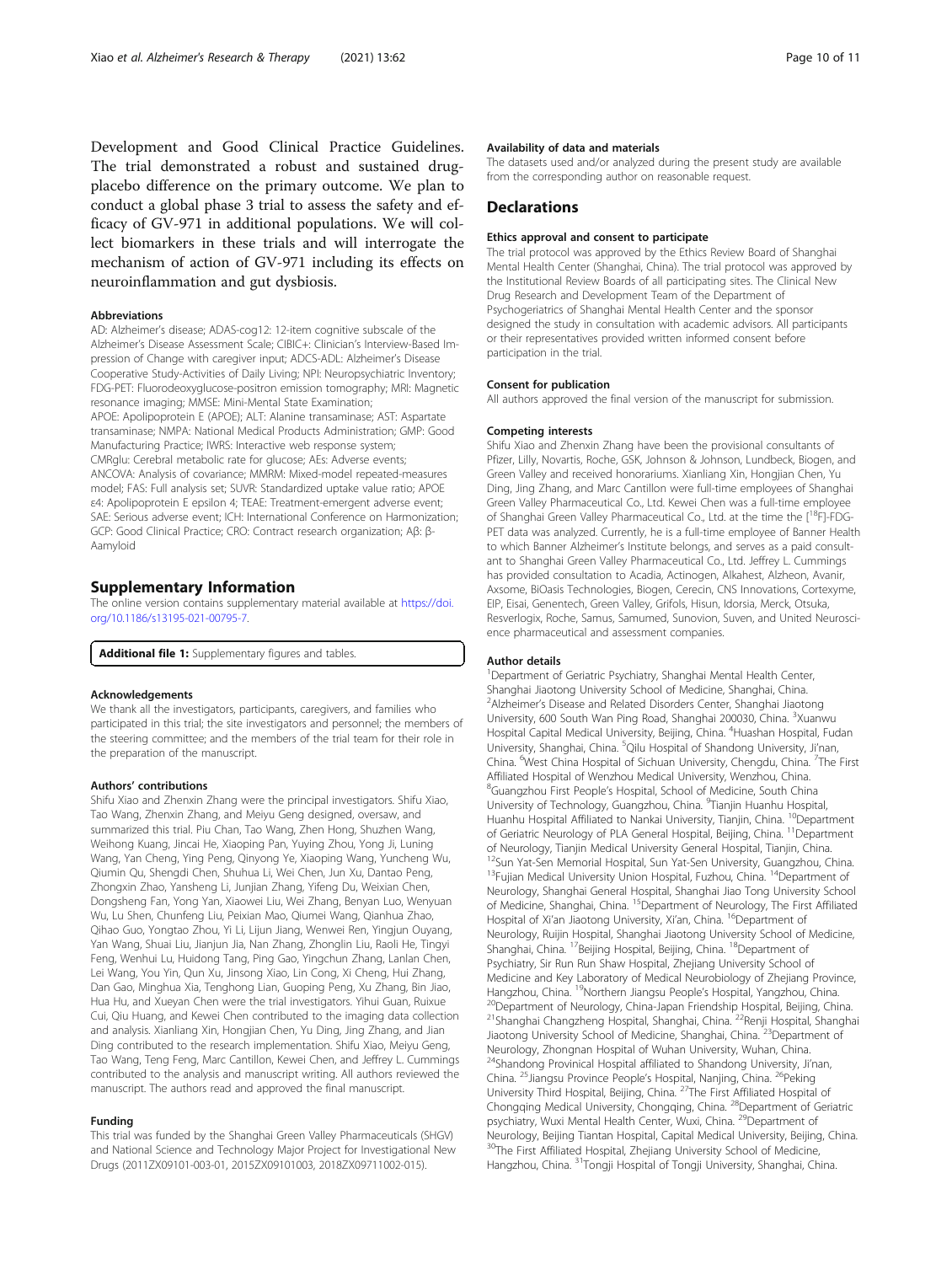Development and Good Clinical Practice Guidelines. The trial demonstrated a robust and sustained drug-placebo difference on the primary outcome. We plan to conduct a global phase 3 trial to assess the safety and efficacy of GV-971 in additional populations. We will collect biomarkers in these trials and will interrogate the mechanism of action of GV-971 including its effects on neuroinflammation and gut dysbiosis.

#### Abbreviations

AD: Alzheimer's disease; ADAS-cog12: 12-item cognitive subscale of the Alzheimer's Disease Assessment Scale; CIBIC+: Clinician's Interview-Based Impression of Change with caregiver input; ADCS-ADL: Alzheimer's Disease Cooperative Study-Activities of Daily Living; NPI: Neuropsychiatric Inventory; FDG-PET: Fluorodeoxyglucose-positron emission tomography; MRI: Magnetic resonance imaging; MMSE: Mini-Mental State Examination; APOE: Apolipoprotein E (APOE); ALT: Alanine transaminase; AST: Aspartate transaminase; NMPA: National Medical Products Administration; GMP: Good Manufacturing Practice; IWRS: Interactive web response system; CMRglu: Cerebral metabolic rate for glucose; AEs: Adverse events; ANCOVA: Analysis of covariance; MMRM: Mixed-model repeated-measures model; FAS: Full analysis set; SUVR: Standardized uptake value ratio; APOE ε4: Apolipoprotein E epsilon 4; TEAE: Treatment-emergent adverse event; SAE: Serious adverse event; ICH: International Conference on Harmonization; GCP: Good Clinical Practice; CRO: Contract research organization; Aβ: β-Aamyloid

## Supplementary Information

The online version contains supplementary material available at https://doi.org/10.1186/s13195-021-00795-7.

**Additional file 1:** Supplementary figures and tables.

#### Acknowledgements

We thank all the investigators, participants, caregivers, and families who participated in this trial; the site investigators and personnel; the members of the steering committee; and the members of the trial team for their role in the preparation of the manuscript.

#### Authors' contributions

Shifu Xiao and Zhenxin Zhang were the principal investigators. Shifu Xiao, Tao Wang, Zhenxin Zhang, and Meiyu Geng designed, oversaw, and summarized this trial. Piu Chan, Tao Wang, Zhen Hong, Shuzhen Wang, Weihong Kuang, Jincai He, Xiaoping Pan, Yuying Zhou, Yong Ji, Luning Wang, Yan Cheng, Ying Peng, Qinyong Ye, Xiaoping Wang, Yuncheng Wu, Qiumin Qu, Shengdi Chen, Shuhua Li, Wei Chen, Jun Xu, Dantao Peng, Zhongxin Zhao, Yansheng Li, Junjian Zhang, Yifeng Du, Weixian Chen, Dongsheng Fan, Yong Yan, Xiaowei Liu, Wei Zhang, Benyan Luo, Wenyuan Wu, Lu Shen, Chunfeng Liu, Peixian Mao, Qiumei Wang, Qianhua Zhao, Qihao Guo, Yongtao Zhou, Yi Li, Lijun Jiang, Wenwei Ren, Yingjun Ouyang, Yan Wang, Shuai Liu, Jianjun Jia, Nan Zhang, Zhonglin Liu, Raoli He, Tingyi Feng, Wenhui Lu, Huidong Tang, Ping Gao, Yingchun Zhang, Lanlan Chen, Lei Wang, You Yin, Qun Xu, Jinsong Xiao, Lin Cong, Xi Cheng, Hui Zhang, Dan Gao, Minghua Xia, Tenghong Lian, Guoping Peng, Xu Zhang, Bin Jiao, Hua Hu, and Xueyan Chen were the trial investigators. Yihui Guan, Ruixue Cui, Qiu Huang, and Kewei Chen contributed to the imaging data collection and analysis. Xianliang Xin, Hongjian Chen, Yu Ding, Jing Zhang, and Jian Ding contributed to the research implementation. Shifu Xiao, Meiyu Geng, Tao Wang, Teng Feng, Marc Cantillon, Kewei Chen, and Jeffrey L. Cummings contributed to the analysis and manuscript writing. All authors reviewed the manuscript. The authors read and approved the final manuscript.

#### Funding

This trial was funded by the Shanghai Green Valley Pharmaceuticals (SHGV) and National Science and Technology Major Project for Investigational New Drugs (2011ZX09101-003-01, 2015ZX09101003, 2018ZX09711002-015).

#### Availability of data and materials

The datasets used and/or analyzed during the present study are available from the corresponding author on reasonable request.

## Declarations

#### Ethics approval and consent to participate

The trial protocol was approved by the Ethics Review Board of Shanghai Mental Health Center (Shanghai, China). The trial protocol was approved by the Institutional Review Boards of all participating sites. The Clinical New Drug Research and Development Team of the Department of Psychogeriatrics of Shanghai Mental Health Center and the sponsor designed the study in consultation with academic advisors. All participants or their representatives provided written informed consent before participation in the trial.

#### Consent for publication

All authors approved the final version of the manuscript for submission.

#### Competing interests

Shifu Xiao and Zhenxin Zhang have been the provisional consultants of Pfizer, Lilly, Novartis, Roche, GSK, Johnson & Johnson, Lundbeck, Biogen, and Green Valley and received honorariums. Xianliang Xin, Hongjian Chen, Yu Ding, Jing Zhang, and Marc Cantillon were full-time employees of Shanghai Green Valley Pharmaceutical Co., Ltd. Kewei Chen was a full-time employee of Shanghai Green Valley Pharmaceutical Co., Ltd. at the time the [$^{18}$F]-FDG-PET data was analyzed. Currently, he is a full-time employee of Banner Health to which Banner Alzheimer's Institute belongs, and serves as a paid consultant to Shanghai Green Valley Pharmaceutical Co., Ltd. Jeffrey L. Cummings has provided consultation to Acadia, Actinogen, Alkahest, Alzheon, Avanir, Axsome, BiOasis Technologies, Biogen, Cerecin, CNS Innovations, Cortexyme, EIP, Eisai, Genentech, Green Valley, Grifols, Hisun, Idorsia, Merck, Otsuka, Resverlogix, Roche, Samus, Samumed, Sunovion, Suven, and United Neuroscience pharmaceutical and assessment companies.

#### Author details

[1]Department of Geriatric Psychiatry, Shanghai Mental Health Center, Shanghai Jiaotong University School of Medicine, Shanghai, China. [2]Alzheimer's Disease and Related Disorders Center, Shanghai Jiaotong University, 600 South Wan Ping Road, Shanghai 200030, China. [3]Xuanwu Hospital Capital Medical University, Beijing, China. [4]Huashan Hospital, Fudan University, Shanghai, China. [5]Qilu Hospital of Shandong University, Ji'nan, China. [6]West China Hospital of Sichuan University, Chengdu, China. [7]The First Affiliated Hospital of Wenzhou Medical University, Wenzhou, China. [8]Guangzhou First People's Hospital, School of Medicine, South China University of Technology, Guangzhou, China. [9]Tianjin Huanhu Hospital, Huanhu Hospital Affiliated to Nankai University, Tianjin, China. [10]Department of Geriatric Neurology of PLA General Hospital, Beijing, China. [11]Department of Neurology, Tianjin Medical University General Hospital, Tianjin, China. [12]Sun Yat-Sen Memorial Hospital, Sun Yat-Sen University, Guangzhou, China. [13]Fujian Medical University Union Hospital, Fuzhou, China. [14]Department of Neurology, Shanghai General Hospital, Shanghai Jiao Tong University School of Medicine, Shanghai, China. [15]Department of Neurology, The First Affiliated Hospital of Xi'an Jiaotong University, Xi'an, China. [16]Department of Neurology, Ruijin Hospital, Shanghai Jiaotong University School of Medicine, Shanghai, China. [17]Beijing Hospital, Beijing, China. [18]Department of Psychiatry, Sir Run Run Shaw Hospital, Zhejiang University School of Medicine and Key Laboratory of Medical Neurobiology of Zhejiang Province, Hangzhou, China. [19]Northern Jiangsu People's Hospital, Yangzhou, China. [20]Department of Neurology, China-Japan Friendship Hospital, Beijing, China. [21]Shanghai Changzheng Hospital, Shanghai, China. [22]Renji Hospital, Shanghai Jiaotong University School of Medicine, Shanghai, China. [23]Department of Neurology, Zhongnan Hospital of Wuhan University, Wuhan, China. [24]Shandong Provincial Hospital affiliated to Shandong University, Ji'nan, China. [25]Jiangsu Province People's Hospital, Nanjing, China. [26]Peking University Third Hospital, Beijing, China. [27]The First Affiliated Hospital of Chongqing Medical University, Chongqing, China. [28]Department of Geriatric psychiatry, Wuxi Mental Health Center, Wuxi, China. [29]Department of Neurology, Beijing Tiantan Hospital, Capital Medical University, Beijing, China. [30]The First Affiliated Hospital, Zhejiang University School of Medicine, Hangzhou, China. [31]Tongji Hospital of Tongji University, Shanghai, China.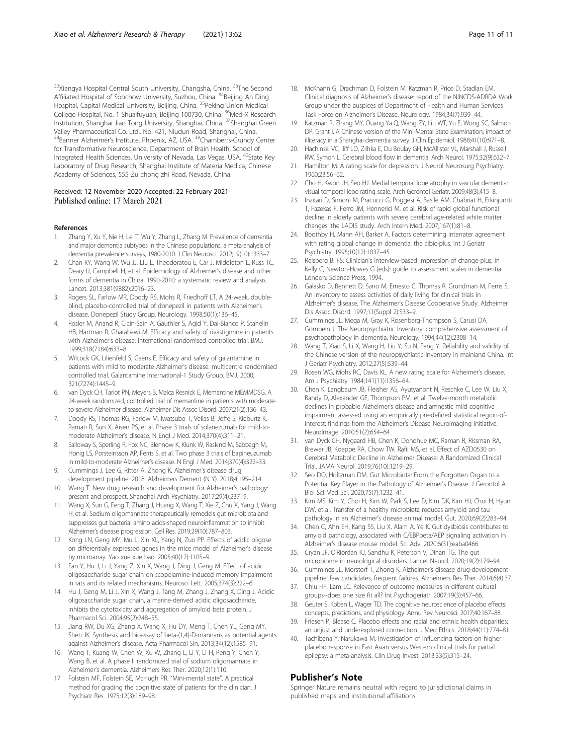[32]Xiangya Hospital Central South University, Changsha, China. [33]The Second Affiliated Hospital of Soochow University, Suzhou, China. [34]Beijing An Ding Hospital, Capital Medical University, Beijing, China. [35]Peking Union Medical College Hospital, No. 1 Shuaifuyuan, Beijing 100730, China. [36]Med-X Research Institution, Shanghai Jiao Tong University, Shanghai, China. [37]Shanghai Green Valley Pharmaceutical Co. Ltd., No. 421, Niudun Road, Shanghai, China. [38]Banner Alzheimer's Institute, Phoenix, AZ, USA. [39]Chamberrs-Grundy Center for Transformative Neuroscience, Department of Brain Health, School of Integrated Health Sciences, University of Nevada, Las Vegas, USA. [40]State Key Laboratory of Drug Research, Shanghai Institute of Materia Medica, Chinese Academy of Sciences, 555 Zu chong zhi Road, Nevada, China.

Received: 12 November 2020 Accepted: 22 February 2021
Published online: 17 March 2021

## References

1. Zhang Y, Xu Y, Nie H, Lei T, Wu Y, Zhang L, Zhang M. Prevalence of dementia and major dementia subtypes in the Chinese populations: a meta-analysis of dementia prevalence surveys, 1980-2010. J Clin Neurosci. 2012;19(10):1333–7.
2. Chan KY, Wang W, Wu JJ, Liu L, Theodoratou E, Car J, Middleton L, Russ TC, Deary IJ, Campbell H, et al. Epidemiology of Alzheimer's disease and other forms of dementia in China, 1990-2010: a systematic review and analysis. Lancet. 2013;381(9882):2016–23.
3. Rogers SL, Farlow MR, Doody RS, Mohs R, Friedhoff LT. A 24-week, double-blind, placebo-controlled trial of donepezil in patients with Alzheimer's disease. Donepezil Study Group. Neurology. 1998;50(1):136–45.
4. Rosler M, Anand R, Cicin-Sain A, Gauthier S, Agid Y, Dal-Bianco P, Stahelin HB, Hartman R, Gharabawi M. Efficacy and safety of rivastigmine in patients with Alzheimer's disease: international randomised controlled trial. BMJ. 1999;318(7184):633–8.
5. Wilcock GK, Lilienfeld S, Gaens E. Efficacy and safety of galantamine in patients with mild to moderate Alzheimer's disease: multicentre randomised controlled trial. Galantamine International-1 Study Group. BMJ. 2000; 321(7274):1445–9.
6. van Dyck CH, Tariot PN, Meyers B, Malca Resnick E, Memantine MEMMDSG. A 24-week randomized, controlled trial of memantine in patients with moderate-to-severe Alzheimer disease. Alzheimer Dis Assoc Disord. 2007;21(2):136–43.
7. Doody RS, Thomas RG, Farlow M, Iwatsubo T, Vellas B, Joffe S, Kieburtz K, Raman R, Sun X, Aisen PS, et al. Phase 3 trials of solanezumab for mild-to-moderate Alzheimer's disease. N Engl J Med. 2014;370(4):311–21.
8. Salloway S, Sperling R, Fox NC, Blennow K, Klunk W, Raskind M, Sabbagh M, Honig LS, Porsteinsson AP, Ferris S, et al. Two phase 3 trials of bapineuzumab in mild-to-moderate Alzheimer's disease. N Engl J Med. 2014;370(4):322–33.
9. Cummings J, Lee G, Ritter A, Zhong K. Alzheimer's disease drug development pipeline: 2018. Alzheimers Dement (N Y). 2018;4:195–214.
10. Wang T. New drug research and development for Alzheimer's pathology: present and prospect. Shanghai Arch Psychiatry. 2017;29(4):237–9.
11. Wang X, Sun G, Feng T, Zhang J, Huang X, Wang T, Xie Z, Chu X, Yang J, Wang H, et al. Sodium oligomannate therapeutically remodels gut microbiota and suppresses gut bacterial amino acids-shaped neuroinflammation to inhibit Alzheimer's disease progression. Cell Res. 2019;29(10):787–803.
12. Kong LN, Geng MY, Mu L, Xin XL, Yang N, Zuo PP. Effects of acidic oligose on differentially expressed genes in the mice model of Alzheimer's disease by microarray. Yao xue xue bao. 2005;40(12):1105–9.
13. Fan Y, Hu J, Li J, Yang Z, Xin X, Wang J, Ding J, Geng M. Effect of acidic oligosaccharide sugar chain on scopolamine-induced memory impairment in rats and its related mechanisms. Neurosci Lett. 2005;374(3):222–6.
14. Hu J, Geng M, Li J, Xin X, Wang J, Tang M, Zhang J, Zhang X, Ding J. Acidic oligosaccharide sugar chain, a marine-derived acidic oligosaccharide, inhibits the cytotoxicity and aggregation of amyloid beta protein. J Pharmacol Sci. 2004;95(2):248–55.
15. Jiang RW, Du XG, Zhang X, Wang X, Hu DY, Meng T, Chen YL, Geng MY, Shen JK. Synthesis and bioassay of beta-(1,4)-D-mannans as potential agents against Alzheimer's disease. Acta Pharmacol Sin. 2013;34(12):1585–91.
16. Wang T, Kuang W, Chen W, Xu W, Zhang L, Li Y, Li H, Peng Y, Chen Y, Wang B, et al. A phase II randomized trial of sodium oligomannate in Alzheimer's dementia. Alzheimers Res Ther. 2020;12(1):110.
17. Folstein MF, Folstein SE, McHugh PR. "Mini-mental state". A practical method for grading the cognitive state of patients for the clinician. J Psychiatr Res. 1975;12(3):189–98.
18. McKhann G, Drachman D, Folstein M, Katzman R, Price D, Stadlan EM. Clinical diagnosis of Alzheimer's disease: report of the NINCDS-ADRDA Work Group under the auspices of Department of Health and Human Services Task Force on Alzheimer's Disease. Neurology. 1984;34(7):939–44.
19. Katzman R, Zhang MY, Ouang Ya Q, Wang ZY, Liu WT, Yu E, Wong SC, Salmon DP, Grant I. A Chinese version of the Mini-Mental State Examination; impact of illiteracy in a Shanghai dementia survey. J Clin Epidemiol. 1988;41(10):971–8.
20. Hachinski VC, Iliff LD, Zilhka E, Du Boulay GH, McAllister VL, Marshall J, Russell RW, Symon L. Cerebral blood flow in dementia. Arch Neurol. 1975;32(9):632–7.
21. Hamilton M. A rating scale for depression. J Neurol Neurosurg Psychiatry. 1960;23:56–62.
22. Cho H, Kwon JH, Seo HJ. Medial temporal lobe atrophy in vascular dementia: visual temporal lobe rating scale. Arch Gerontol Geriatr. 2009;48(3):415–8.
23. Inzitari D, Simoni M, Pracucci G, Poggesi A, Basile AM, Chabriat H, Erkinjuntti T, Fazekas F, Ferro JM, Hennerici M, et al. Risk of rapid global functional decline in elderly patients with severe cerebral age-related white matter changes: the LADIS study. Arch Intern Med. 2007;167(1):81–8.
24. Boothby H, Mann AH, Barker A. Factors determining interrater agreement with rating global change in dementia: the cibic-plus. Int J Geriatr Psychiatry. 1995;10(12):1037–45.
25. Reisberg B. FS: Clinician's interview-based impression of change-plus; in Kelly C, Newton-Howes G (eds): guide to assessment scales in dementia. London: Science Press; 1994.
26. Galasko D, Bennett D, Sano M, Ernesto C, Thomas R, Grundman M, Ferris S. An inventory to assess activities of daily living for clinical trials in Alzheimer's disease. The Alzheimer's Disease Cooperative Study. Alzheimer Dis Assoc Disord. 1997;11(Suppl 2):S33–9.
27. Cummings JL, Mega M, Gray K, Rosenberg-Thompson S, Carusi DA, Gornbein J. The Neuropsychiatric Inventory: comprehensive assessment of psychopathology in dementia. Neurology. 1994;44(12):2308–14.
28. Wang T, Xiao S, Li X, Wang H, Liu Y, Su N, Fang Y. Reliability and validity of the Chinese version of the neuropsychiatric inventory in mainland China. Int J Geriatr Psychiatry. 2012;27(5):539–44.
29. Rosen WG, Mohs RC, Davis KL. A new rating scale for Alzheimer's disease. Am J Psychiatry. 1984;141(11):1356–64.
30. Chen K, Langbaum JB, Fleisher AS, Ayutyanont N, Reschke C, Lee W, Liu X, Bandy D, Alexander GE, Thompson PM, et al. Twelve-month metabolic declines in probable Alzheimer's disease and amnestic mild cognitive impairment assessed using an empirically pre-defined statistical region-of-interest: findings from the Alzheimer's Disease Neuroimaging Initiative. NeuroImage. 2010;51(2):654–64.
31. van Dyck CH, Nygaard HB, Chen K, Donohue MC, Raman R, Rissman RA, Brewer JB, Koeppe RA, Chow TW, Rafii MS, et al. Effect of AZD0530 on Cerebral Metabolic Decline in Alzheimer Disease: A Randomized Clinical Trial. JAMA Neurol. 2019;76(10):1219–29.
32. Seo DO, Holtzman DM. Gut Microbiota: From the Forgotten Organ to a Potential Key Player in the Pathology of Alzheimer's Disease. J Gerontol A Biol Sci Med Sci. 2020;75(7):1232–41.
33. Kim MS, Kim Y, Choi H, Kim W, Park S, Lee D, Kim DK, Kim HJ, Choi H, Hyun DW, et al. Transfer of a healthy microbiota reduces amyloid and tau pathology in an Alzheimer's disease animal model. Gut. 2020;69(2):283–94.
34. Chen C, Ahn EH, Kang SS, Liu X, Alam A, Ye K. Gut dysbiosis contributes to amyloid pathology, associated with C/EBPbeta/AEP signaling activation in Alzheimer's disease mouse model. Sci Adv. 2020;6(31):eaba0466.
35. Cryan JF, O'Riordan KJ, Sandhu K, Peterson V, Dinan TG. The gut microbiome in neurological disorders. Lancet Neurol. 2020;19(2):179–94.
36. Cummings JL, Morstorf T, Zhong K. Alzheimer's disease drug-development pipeline: few candidates, frequent failures. Alzheimers Res Ther. 2014;6(4):37.
37. Chiu HF, Lam LC. Relevance of outcome measures in different cultural groups--does one size fit all? Int Psychogeriatr. 2007;19(3):457–66.
38. Geuter S, Koban L, Wager TD. The cognitive neuroscience of placebo effects: concepts, predictions, and physiology. Annu Rev Neurosci. 2017;40:167–88.
39. Friesen P, Blease C. Placebo effects and racial and ethnic health disparities: an unjust and underexplored connection. J Med Ethics. 2018;44(11):774–81.
40. Tachibana Y, Narukawa M. Investigation of influencing factors on higher placebo response in East Asian versus Western clinical trials for partial epilepsy: a meta-analysis. Clin Drug Invest. 2013;33(5):315–24.

## Publisher's Note

Springer Nature remains neutral with regard to jurisdictional claims in published maps and institutional affiliations.